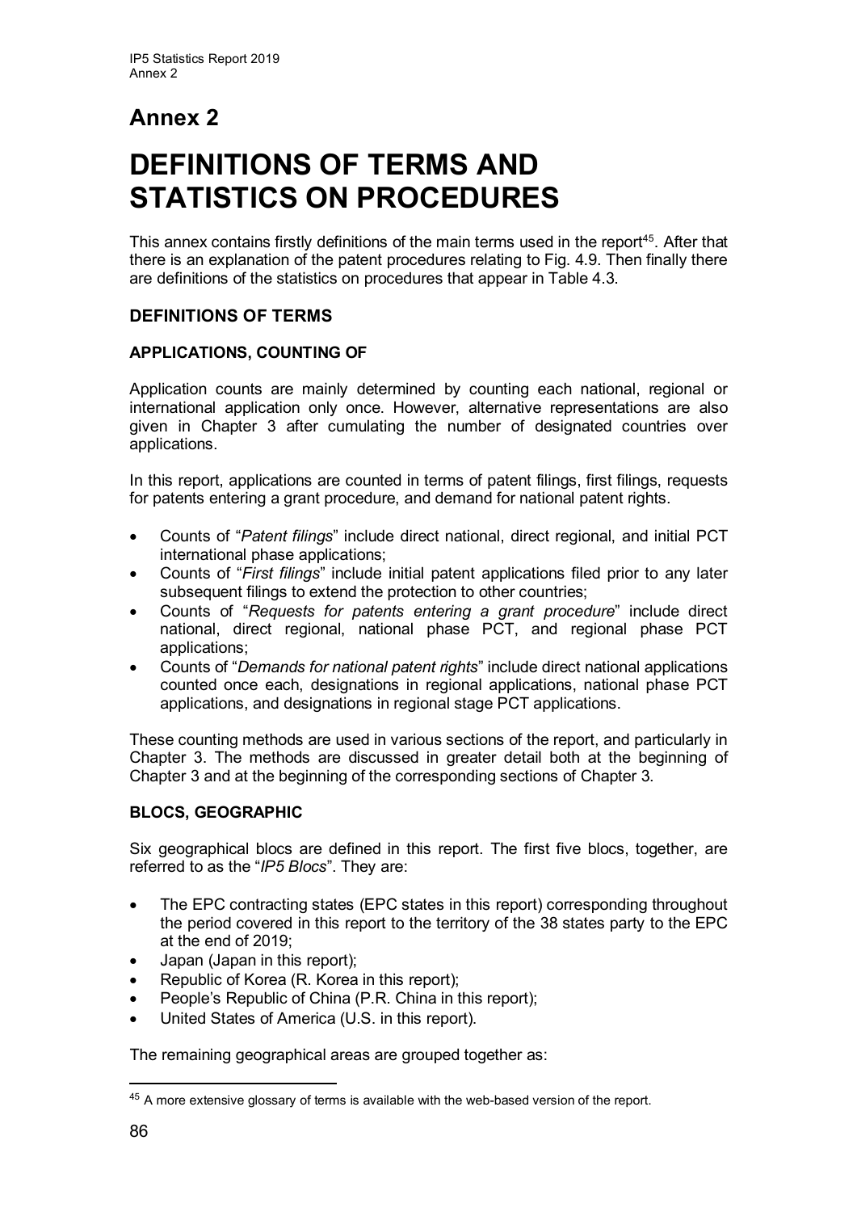# Annex 2

# DEFINITIONS OF TERMS AND STATISTICS ON PROCEDURES

This annex contains firstly definitions of the main terms used in the report[45]. After that there is an explanation of the patent procedures relating to Fig. 4.9. Then finally there are definitions of the statistics on procedures that appear in Table 4.3.

## DEFINITIONS OF TERMS

### APPLICATIONS, COUNTING OF

Application counts are mainly determined by counting each national, regional or international application only once. However, alternative representations are also given in Chapter 3 after cumulating the number of designated countries over applications.

In this report, applications are counted in terms of patent filings, first filings, requests for patents entering a grant procedure, and demand for national patent rights.

- Counts of "*Patent filings*" include direct national, direct regional, and initial PCT international phase applications;
- Counts of "*First filings*" include initial patent applications filed prior to any later subsequent filings to extend the protection to other countries;
- Counts of "*Requests for patents entering a grant procedure*" include direct national, direct regional, national phase PCT, and regional phase PCT applications;
- Counts of "*Demands for national patent rights*" include direct national applications counted once each, designations in regional applications, national phase PCT applications, and designations in regional stage PCT applications.

These counting methods are used in various sections of the report, and particularly in Chapter 3. The methods are discussed in greater detail both at the beginning of Chapter 3 and at the beginning of the corresponding sections of Chapter 3.

### BLOCS, GEOGRAPHIC

Six geographical blocs are defined in this report. The first five blocs, together, are referred to as the "*IP5 Blocs*". They are:

- The EPC contracting states (EPC states in this report) corresponding throughout the period covered in this report to the territory of the 38 states party to the EPC at the end of 2019;
- Japan (Japan in this report);
- Republic of Korea (R. Korea in this report);
- People's Republic of China (P.R. China in this report);
- United States of America (U.S. in this report).

The remaining geographical areas are grouped together as:

[45] A more extensive glossary of terms is available with the web-based version of the report.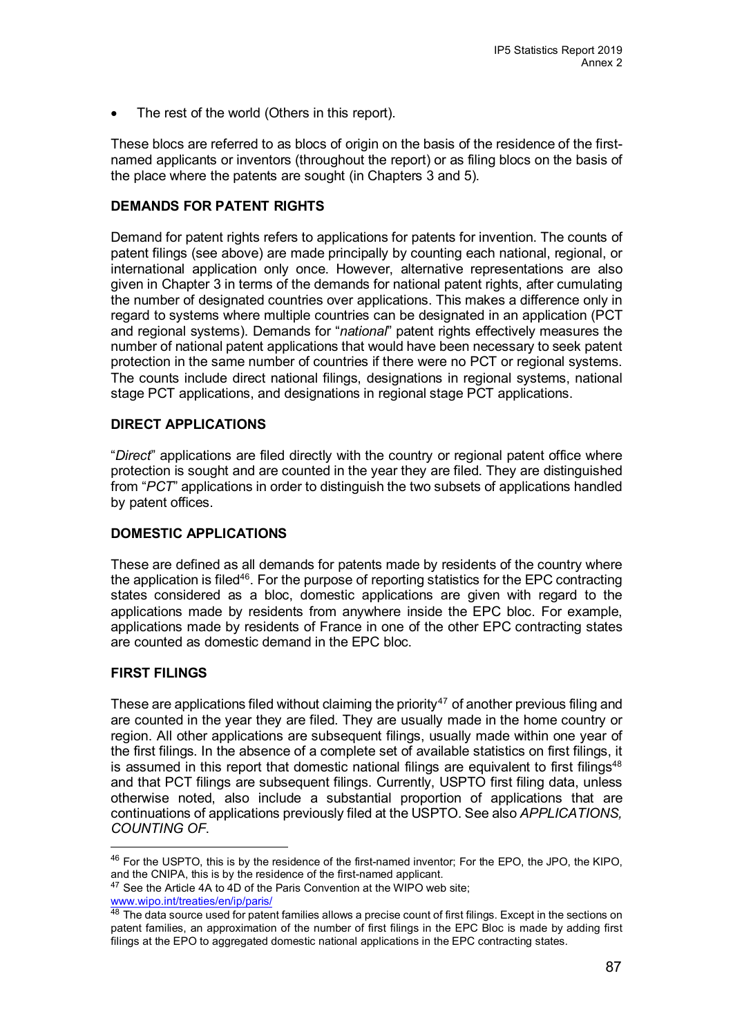- The rest of the world (Others in this report).

These blocs are referred to as blocs of origin on the basis of the residence of the first-named applicants or inventors (throughout the report) or as filing blocs on the basis of the place where the patents are sought (in Chapters 3 and 5).

## DEMANDS FOR PATENT RIGHTS

Demand for patent rights refers to applications for patents for invention. The counts of patent filings (see above) are made principally by counting each national, regional, or international application only once. However, alternative representations are also given in Chapter 3 in terms of the demands for national patent rights, after cumulating the number of designated countries over applications. This makes a difference only in regard to systems where multiple countries can be designated in an application (PCT and regional systems). Demands for "*national*" patent rights effectively measures the number of national patent applications that would have been necessary to seek patent protection in the same number of countries if there were no PCT or regional systems. The counts include direct national filings, designations in regional systems, national stage PCT applications, and designations in regional stage PCT applications.

## DIRECT APPLICATIONS

"*Direct*" applications are filed directly with the country or regional patent office where protection is sought and are counted in the year they are filed. They are distinguished from "*PCT*" applications in order to distinguish the two subsets of applications handled by patent offices.

## DOMESTIC APPLICATIONS

These are defined as all demands for patents made by residents of the country where the application is filed[46]. For the purpose of reporting statistics for the EPC contracting states considered as a bloc, domestic applications are given with regard to the applications made by residents from anywhere inside the EPC bloc. For example, applications made by residents of France in one of the other EPC contracting states are counted as domestic demand in the EPC bloc.

## FIRST FILINGS

These are applications filed without claiming the priority[47] of another previous filing and are counted in the year they are filed. They are usually made in the home country or region. All other applications are subsequent filings, usually made within one year of the first filings. In the absence of a complete set of available statistics on first filings, it is assumed in this report that domestic national filings are equivalent to first filings[48] and that PCT filings are subsequent filings. Currently, USPTO first filing data, unless otherwise noted, also include a substantial proportion of applications that are continuations of applications previously filed at the USPTO. See also *APPLICATIONS, COUNTING OF*.

---

[46] For the USPTO, this is by the residence of the first-named inventor; For the EPO, the JPO, the KIPO, and the CNIPA, this is by the residence of the first-named applicant.

[47] See the Article 4A to 4D of the Paris Convention at the WIPO web site; www.wipo.int/treaties/en/ip/paris/

[48] The data source used for patent families allows a precise count of first filings. Except in the sections on patent families, an approximation of the number of first filings in the EPC Bloc is made by adding first filings at the EPO to aggregated domestic national applications in the EPC contracting states.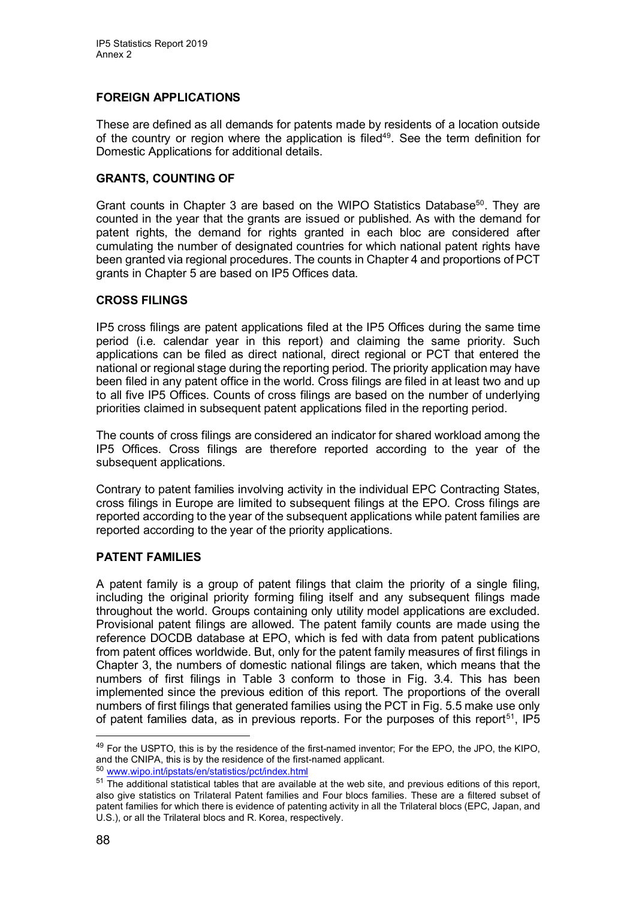## FOREIGN APPLICATIONS

These are defined as all demands for patents made by residents of a location outside of the country or region where the application is filed[49]. See the term definition for Domestic Applications for additional details.

## GRANTS, COUNTING OF

Grant counts in Chapter 3 are based on the WIPO Statistics Database[50]. They are counted in the year that the grants are issued or published. As with the demand for patent rights, the demand for rights granted in each bloc are considered after cumulating the number of designated countries for which national patent rights have been granted via regional procedures. The counts in Chapter 4 and proportions of PCT grants in Chapter 5 are based on IP5 Offices data.

## CROSS FILINGS

IP5 cross filings are patent applications filed at the IP5 Offices during the same time period (i.e. calendar year in this report) and claiming the same priority. Such applications can be filed as direct national, direct regional or PCT that entered the national or regional stage during the reporting period. The priority application may have been filed in any patent office in the world. Cross filings are filed in at least two and up to all five IP5 Offices. Counts of cross filings are based on the number of underlying priorities claimed in subsequent patent applications filed in the reporting period.

The counts of cross filings are considered an indicator for shared workload among the IP5 Offices. Cross filings are therefore reported according to the year of the subsequent applications.

Contrary to patent families involving activity in the individual EPC Contracting States, cross filings in Europe are limited to subsequent filings at the EPO. Cross filings are reported according to the year of the subsequent applications while patent families are reported according to the year of the priority applications.

## PATENT FAMILIES

A patent family is a group of patent filings that claim the priority of a single filing, including the original priority forming filing itself and any subsequent filings made throughout the world. Groups containing only utility model applications are excluded. Provisional patent filings are allowed. The patent family counts are made using the reference DOCDB database at EPO, which is fed with data from patent publications from patent offices worldwide. But, only for the patent family measures of first filings in Chapter 3, the numbers of domestic national filings are taken, which means that the numbers of first filings in Table 3 conform to those in Fig. 3.4. This has been implemented since the previous edition of this report. The proportions of the overall numbers of first filings that generated families using the PCT in Fig. 5.5 make use only of patent families data, as in previous reports. For the purposes of this report[51], IP5

---

[49] For the USPTO, this is by the residence of the first-named inventor; For the EPO, the JPO, the KIPO, and the CNIPA, this is by the residence of the first-named applicant.

[50] www.wipo.int/ipstats/en/statistics/pct/index.html

[51] The additional statistical tables that are available at the web site, and previous editions of this report, also give statistics on Trilateral Patent families and Four blocs families. These are a filtered subset of patent families for which there is evidence of patenting activity in all the Trilateral blocs (EPC, Japan, and U.S.), or all the Trilateral blocs and R. Korea, respectively.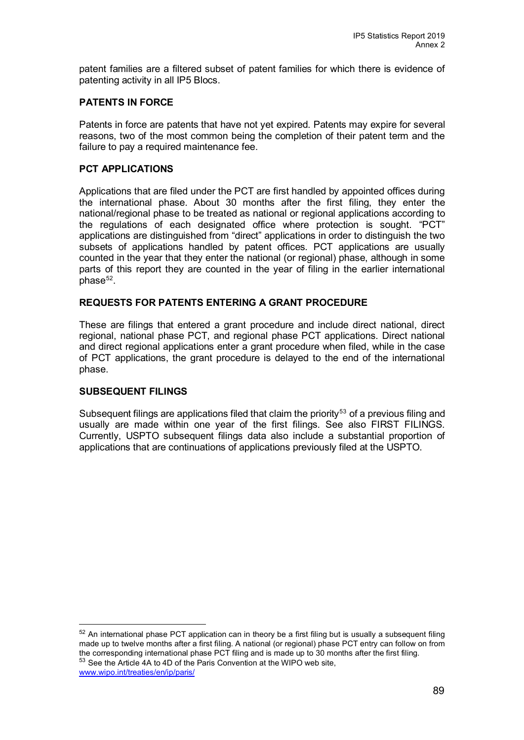patent families are a filtered subset of patent families for which there is evidence of patenting activity in all IP5 Blocs.

### PATENTS IN FORCE

Patents in force are patents that have not yet expired. Patents may expire for several reasons, two of the most common being the completion of their patent term and the failure to pay a required maintenance fee.

### PCT APPLICATIONS

Applications that are filed under the PCT are first handled by appointed offices during the international phase. About 30 months after the first filing, they enter the national/regional phase to be treated as national or regional applications according to the regulations of each designated office where protection is sought. "PCT" applications are distinguished from "direct" applications in order to distinguish the two subsets of applications handled by patent offices. PCT applications are usually counted in the year that they enter the national (or regional) phase, although in some parts of this report they are counted in the year of filing in the earlier international phase[52].

### REQUESTS FOR PATENTS ENTERING A GRANT PROCEDURE

These are filings that entered a grant procedure and include direct national, direct regional, national phase PCT, and regional phase PCT applications. Direct national and direct regional applications enter a grant procedure when filed, while in the case of PCT applications, the grant procedure is delayed to the end of the international phase.

### SUBSEQUENT FILINGS

Subsequent filings are applications filed that claim the priority[53] of a previous filing and usually are made within one year of the first filings. See also FIRST FILINGS. Currently, USPTO subsequent filings data also include a substantial proportion of applications that are continuations of applications previously filed at the USPTO.

---

[52] An international phase PCT application can in theory be a first filing but is usually a subsequent filing made up to twelve months after a first filing. A national (or regional) phase PCT entry can follow on from the corresponding international phase PCT filing and is made up to 30 months after the first filing.

[53] See the Article 4A to 4D of the Paris Convention at the WIPO web site, www.wipo.int/treaties/en/ip/paris/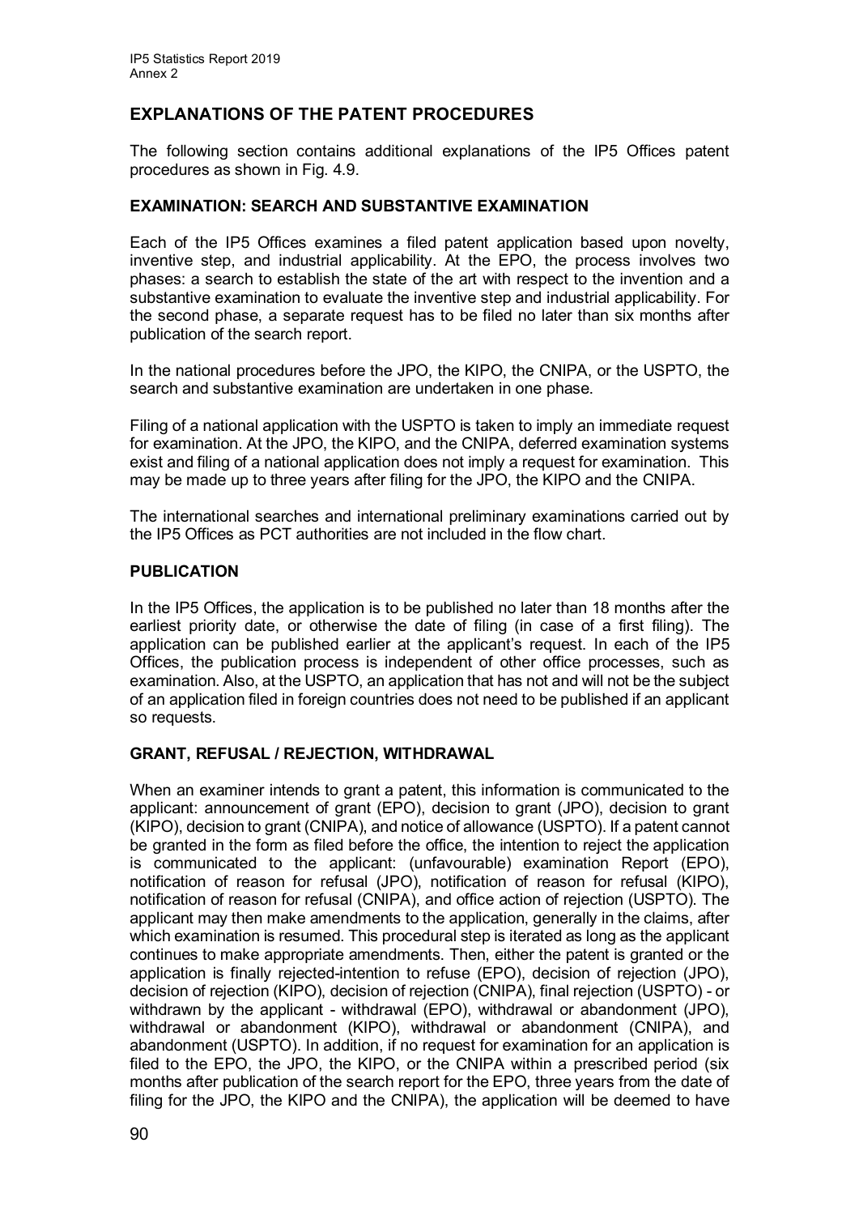## EXPLANATIONS OF THE PATENT PROCEDURES

The following section contains additional explanations of the IP5 Offices patent procedures as shown in Fig. 4.9.

### EXAMINATION: SEARCH AND SUBSTANTIVE EXAMINATION

Each of the IP5 Offices examines a filed patent application based upon novelty, inventive step, and industrial applicability. At the EPO, the process involves two phases: a search to establish the state of the art with respect to the invention and a substantive examination to evaluate the inventive step and industrial applicability. For the second phase, a separate request has to be filed no later than six months after publication of the search report.

In the national procedures before the JPO, the KIPO, the CNIPA, or the USPTO, the search and substantive examination are undertaken in one phase.

Filing of a national application with the USPTO is taken to imply an immediate request for examination. At the JPO, the KIPO, and the CNIPA, deferred examination systems exist and filing of a national application does not imply a request for examination. This may be made up to three years after filing for the JPO, the KIPO and the CNIPA.

The international searches and international preliminary examinations carried out by the IP5 Offices as PCT authorities are not included in the flow chart.

### PUBLICATION

In the IP5 Offices, the application is to be published no later than 18 months after the earliest priority date, or otherwise the date of filing (in case of a first filing). The application can be published earlier at the applicant's request. In each of the IP5 Offices, the publication process is independent of other office processes, such as examination. Also, at the USPTO, an application that has not and will not be the subject of an application filed in foreign countries does not need to be published if an applicant so requests.

### GRANT, REFUSAL / REJECTION, WITHDRAWAL

When an examiner intends to grant a patent, this information is communicated to the applicant: announcement of grant (EPO), decision to grant (JPO), decision to grant (KIPO), decision to grant (CNIPA), and notice of allowance (USPTO). If a patent cannot be granted in the form as filed before the office, the intention to reject the application is communicated to the applicant: (unfavourable) examination Report (EPO), notification of reason for refusal (JPO), notification of reason for refusal (KIPO), notification of reason for refusal (CNIPA), and office action of rejection (USPTO). The applicant may then make amendments to the application, generally in the claims, after which examination is resumed. This procedural step is iterated as long as the applicant continues to make appropriate amendments. Then, either the patent is granted or the application is finally rejected-intention to refuse (EPO), decision of rejection (JPO), decision of rejection (KIPO), decision of rejection (CNIPA), final rejection (USPTO) - or withdrawn by the applicant - withdrawal (EPO), withdrawal or abandonment (JPO), withdrawal or abandonment (KIPO), withdrawal or abandonment (CNIPA), and abandonment (USPTO). In addition, if no request for examination for an application is filed to the EPO, the JPO, the KIPO, or the CNIPA within a prescribed period (six months after publication of the search report for the EPO, three years from the date of filing for the JPO, the KIPO and the CNIPA), the application will be deemed to have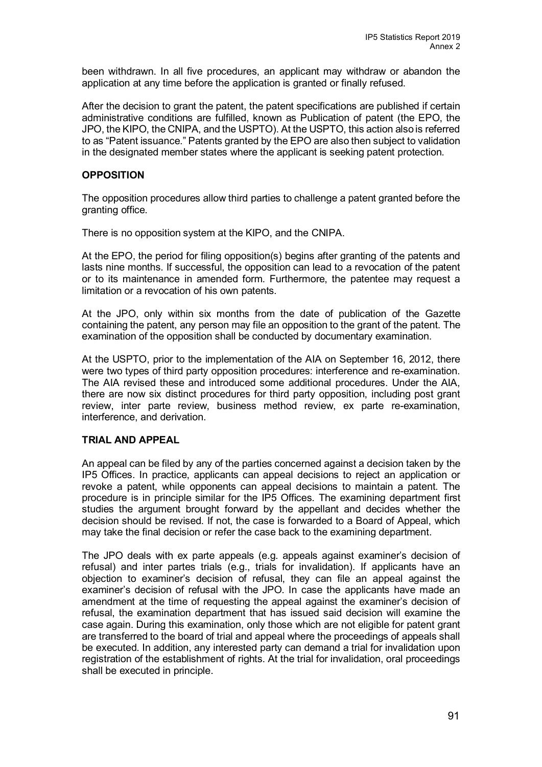been withdrawn. In all five procedures, an applicant may withdraw or abandon the application at any time before the application is granted or finally refused.

After the decision to grant the patent, the patent specifications are published if certain administrative conditions are fulfilled, known as Publication of patent (the EPO, the JPO, the KIPO, the CNIPA, and the USPTO). At the USPTO, this action also is referred to as "Patent issuance." Patents granted by the EPO are also then subject to validation in the designated member states where the applicant is seeking patent protection.

## OPPOSITION

The opposition procedures allow third parties to challenge a patent granted before the granting office.

There is no opposition system at the KIPO, and the CNIPA.

At the EPO, the period for filing opposition(s) begins after granting of the patents and lasts nine months. If successful, the opposition can lead to a revocation of the patent or to its maintenance in amended form. Furthermore, the patentee may request a limitation or a revocation of his own patents.

At the JPO, only within six months from the date of publication of the Gazette containing the patent, any person may file an opposition to the grant of the patent. The examination of the opposition shall be conducted by documentary examination.

At the USPTO, prior to the implementation of the AIA on September 16, 2012, there were two types of third party opposition procedures: interference and re-examination. The AIA revised these and introduced some additional procedures. Under the AIA, there are now six distinct procedures for third party opposition, including post grant review, inter parte review, business method review, ex parte re-examination, interference, and derivation.

## TRIAL AND APPEAL

An appeal can be filed by any of the parties concerned against a decision taken by the IP5 Offices. In practice, applicants can appeal decisions to reject an application or revoke a patent, while opponents can appeal decisions to maintain a patent. The procedure is in principle similar for the IP5 Offices. The examining department first studies the argument brought forward by the appellant and decides whether the decision should be revised. If not, the case is forwarded to a Board of Appeal, which may take the final decision or refer the case back to the examining department.

The JPO deals with ex parte appeals (e.g. appeals against examiner's decision of refusal) and inter partes trials (e.g., trials for invalidation). If applicants have an objection to examiner's decision of refusal, they can file an appeal against the examiner's decision of refusal with the JPO. In case the applicants have made an amendment at the time of requesting the appeal against the examiner's decision of refusal, the examination department that has issued said decision will examine the case again. During this examination, only those which are not eligible for patent grant are transferred to the board of trial and appeal where the proceedings of appeals shall be executed. In addition, any interested party can demand a trial for invalidation upon registration of the establishment of rights. At the trial for invalidation, oral proceedings shall be executed in principle.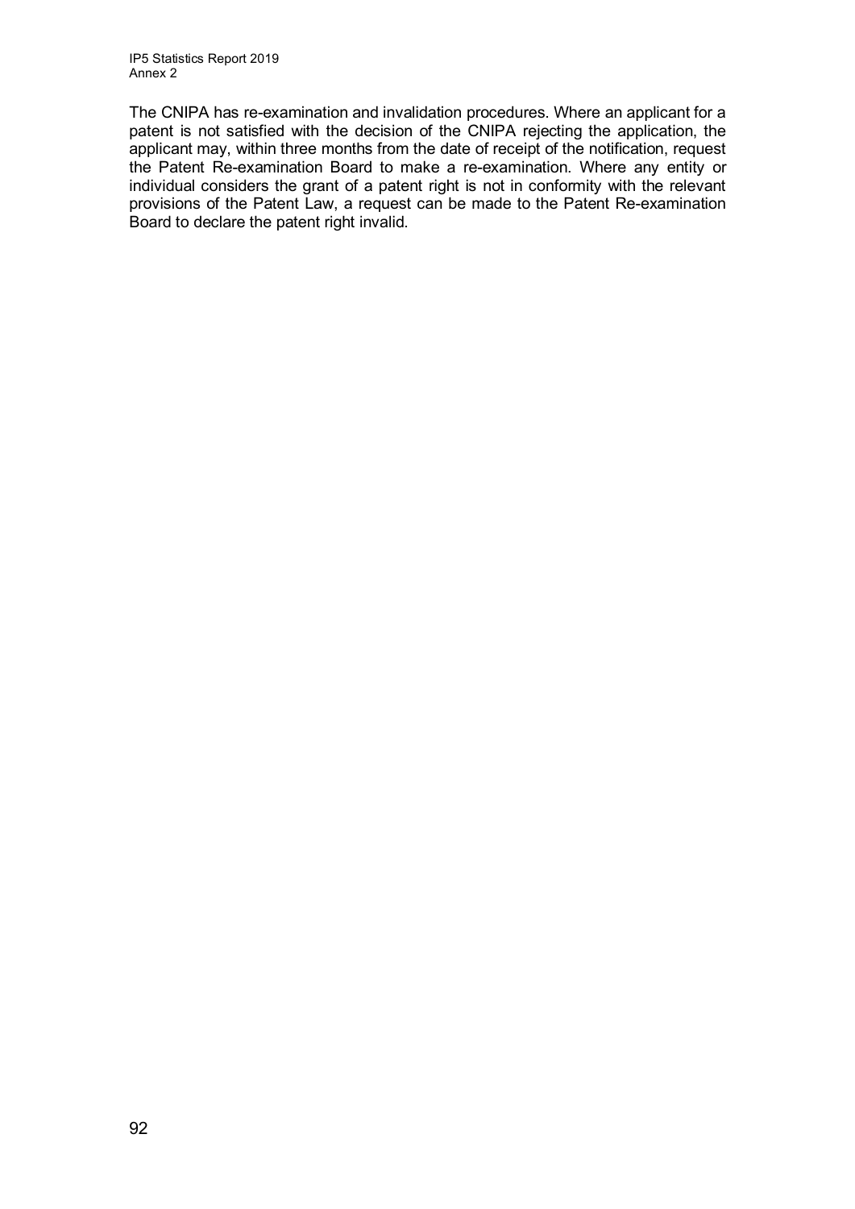The CNIPA has re-examination and invalidation procedures. Where an applicant for a patent is not satisfied with the decision of the CNIPA rejecting the application, the applicant may, within three months from the date of receipt of the notification, request the Patent Re-examination Board to make a re-examination. Where any entity or individual considers the grant of a patent right is not in conformity with the relevant provisions of the Patent Law, a request can be made to the Patent Re-examination Board to declare the patent right invalid.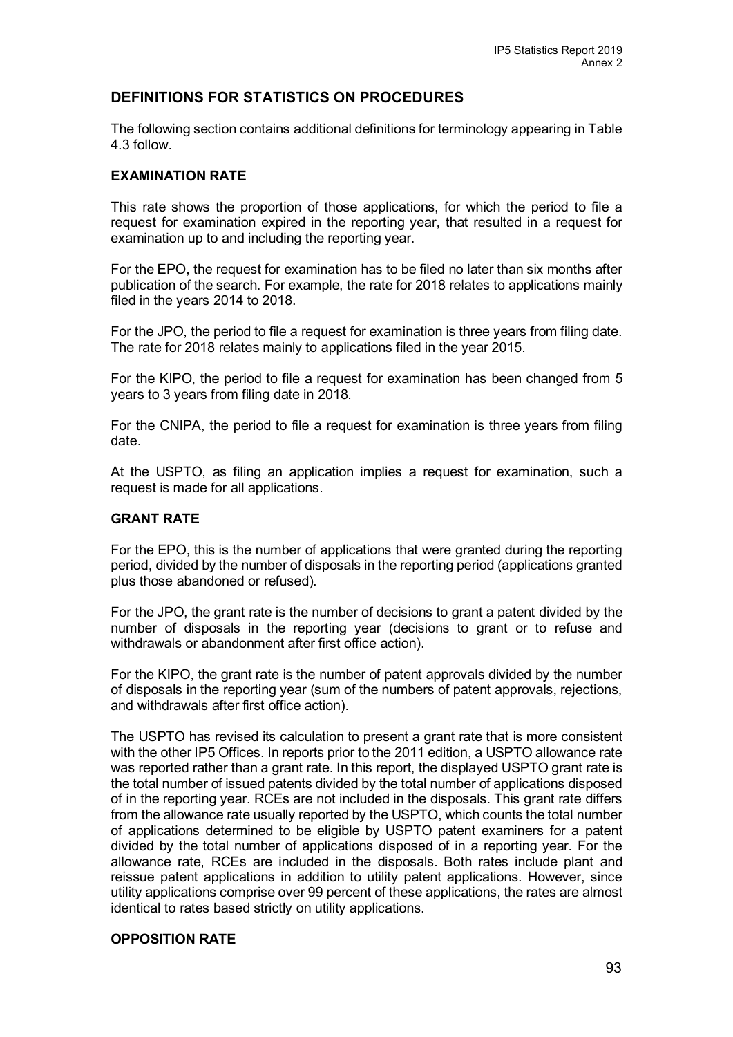## DEFINITIONS FOR STATISTICS ON PROCEDURES

The following section contains additional definitions for terminology appearing in Table 4.3 follow.

### EXAMINATION RATE

This rate shows the proportion of those applications, for which the period to file a request for examination expired in the reporting year, that resulted in a request for examination up to and including the reporting year.

For the EPO, the request for examination has to be filed no later than six months after publication of the search. For example, the rate for 2018 relates to applications mainly filed in the years 2014 to 2018.

For the JPO, the period to file a request for examination is three years from filing date. The rate for 2018 relates mainly to applications filed in the year 2015.

For the KIPO, the period to file a request for examination has been changed from 5 years to 3 years from filing date in 2018.

For the CNIPA, the period to file a request for examination is three years from filing date.

At the USPTO, as filing an application implies a request for examination, such a request is made for all applications.

### GRANT RATE

For the EPO, this is the number of applications that were granted during the reporting period, divided by the number of disposals in the reporting period (applications granted plus those abandoned or refused).

For the JPO, the grant rate is the number of decisions to grant a patent divided by the number of disposals in the reporting year (decisions to grant or to refuse and withdrawals or abandonment after first office action).

For the KIPO, the grant rate is the number of patent approvals divided by the number of disposals in the reporting year (sum of the numbers of patent approvals, rejections, and withdrawals after first office action).

The USPTO has revised its calculation to present a grant rate that is more consistent with the other IP5 Offices. In reports prior to the 2011 edition, a USPTO allowance rate was reported rather than a grant rate. In this report, the displayed USPTO grant rate is the total number of issued patents divided by the total number of applications disposed of in the reporting year. RCEs are not included in the disposals. This grant rate differs from the allowance rate usually reported by the USPTO, which counts the total number of applications determined to be eligible by USPTO patent examiners for a patent divided by the total number of applications disposed of in a reporting year. For the allowance rate, RCEs are included in the disposals. Both rates include plant and reissue patent applications in addition to utility patent applications. However, since utility applications comprise over 99 percent of these applications, the rates are almost identical to rates based strictly on utility applications.

### OPPOSITION RATE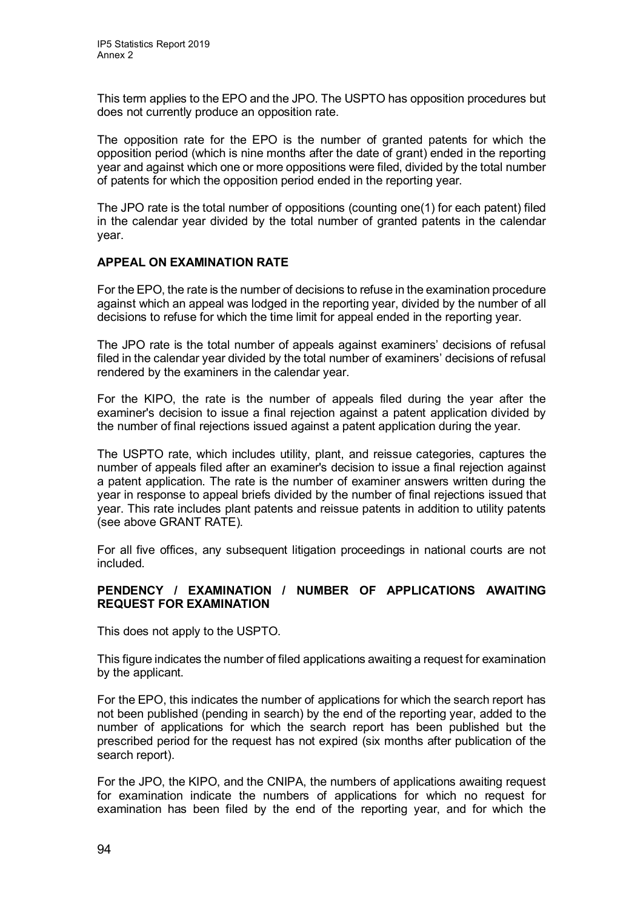This term applies to the EPO and the JPO. The USPTO has opposition procedures but does not currently produce an opposition rate.

The opposition rate for the EPO is the number of granted patents for which the opposition period (which is nine months after the date of grant) ended in the reporting year and against which one or more oppositions were filed, divided by the total number of patents for which the opposition period ended in the reporting year.

The JPO rate is the total number of oppositions (counting one(1) for each patent) filed in the calendar year divided by the total number of granted patents in the calendar year.

**APPEAL ON EXAMINATION RATE**

For the EPO, the rate is the number of decisions to refuse in the examination procedure against which an appeal was lodged in the reporting year, divided by the number of all decisions to refuse for which the time limit for appeal ended in the reporting year.

The JPO rate is the total number of appeals against examiners' decisions of refusal filed in the calendar year divided by the total number of examiners' decisions of refusal rendered by the examiners in the calendar year.

For the KIPO, the rate is the number of appeals filed during the year after the examiner's decision to issue a final rejection against a patent application divided by the number of final rejections issued against a patent application during the year.

The USPTO rate, which includes utility, plant, and reissue categories, captures the number of appeals filed after an examiner's decision to issue a final rejection against a patent application. The rate is the number of examiner answers written during the year in response to appeal briefs divided by the number of final rejections issued that year. This rate includes plant patents and reissue patents in addition to utility patents (see above GRANT RATE).

For all five offices, any subsequent litigation proceedings in national courts are not included.

**PENDENCY / EXAMINATION / NUMBER OF APPLICATIONS AWAITING REQUEST FOR EXAMINATION**

This does not apply to the USPTO.

This figure indicates the number of filed applications awaiting a request for examination by the applicant.

For the EPO, this indicates the number of applications for which the search report has not been published (pending in search) by the end of the reporting year, added to the number of applications for which the search report has been published but the prescribed period for the request has not expired (six months after publication of the search report).

For the JPO, the KIPO, and the CNIPA, the numbers of applications awaiting request for examination indicate the numbers of applications for which no request for examination has been filed by the end of the reporting year, and for which the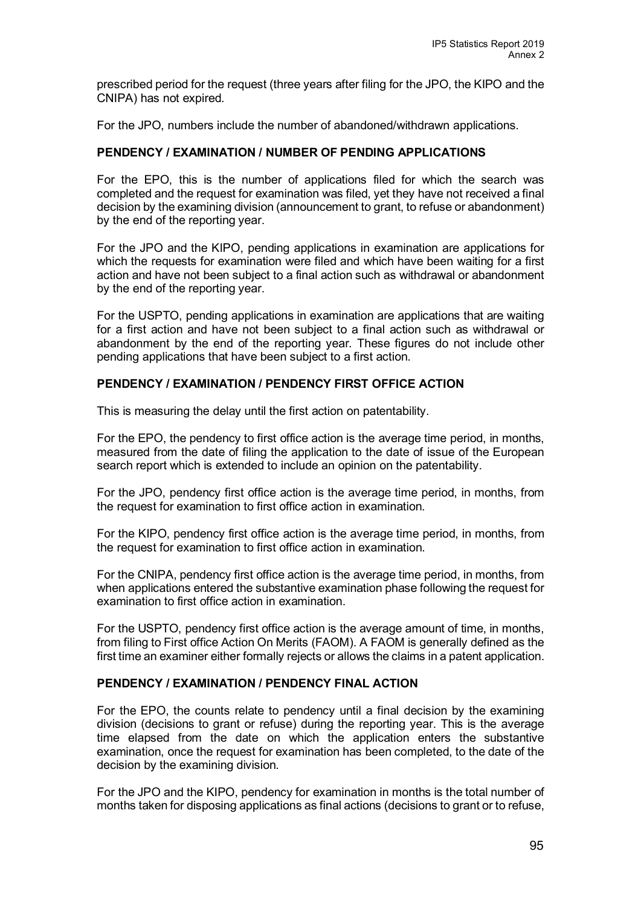prescribed period for the request (three years after filing for the JPO, the KIPO and the CNIPA) has not expired.

For the JPO, numbers include the number of abandoned/withdrawn applications.

### PENDENCY / EXAMINATION / NUMBER OF PENDING APPLICATIONS

For the EPO, this is the number of applications filed for which the search was completed and the request for examination was filed, yet they have not received a final decision by the examining division (announcement to grant, to refuse or abandonment) by the end of the reporting year.

For the JPO and the KIPO, pending applications in examination are applications for which the requests for examination were filed and which have been waiting for a first action and have not been subject to a final action such as withdrawal or abandonment by the end of the reporting year.

For the USPTO, pending applications in examination are applications that are waiting for a first action and have not been subject to a final action such as withdrawal or abandonment by the end of the reporting year. These figures do not include other pending applications that have been subject to a first action.

### PENDENCY / EXAMINATION / PENDENCY FIRST OFFICE ACTION

This is measuring the delay until the first action on patentability.

For the EPO, the pendency to first office action is the average time period, in months, measured from the date of filing the application to the date of issue of the European search report which is extended to include an opinion on the patentability.

For the JPO, pendency first office action is the average time period, in months, from the request for examination to first office action in examination.

For the KIPO, pendency first office action is the average time period, in months, from the request for examination to first office action in examination.

For the CNIPA, pendency first office action is the average time period, in months, from when applications entered the substantive examination phase following the request for examination to first office action in examination.

For the USPTO, pendency first office action is the average amount of time, in months, from filing to First office Action On Merits (FAOM). A FAOM is generally defined as the first time an examiner either formally rejects or allows the claims in a patent application.

### PENDENCY / EXAMINATION / PENDENCY FINAL ACTION

For the EPO, the counts relate to pendency until a final decision by the examining division (decisions to grant or refuse) during the reporting year. This is the average time elapsed from the date on which the application enters the substantive examination, once the request for examination has been completed, to the date of the decision by the examining division.

For the JPO and the KIPO, pendency for examination in months is the total number of months taken for disposing applications as final actions (decisions to grant or to refuse,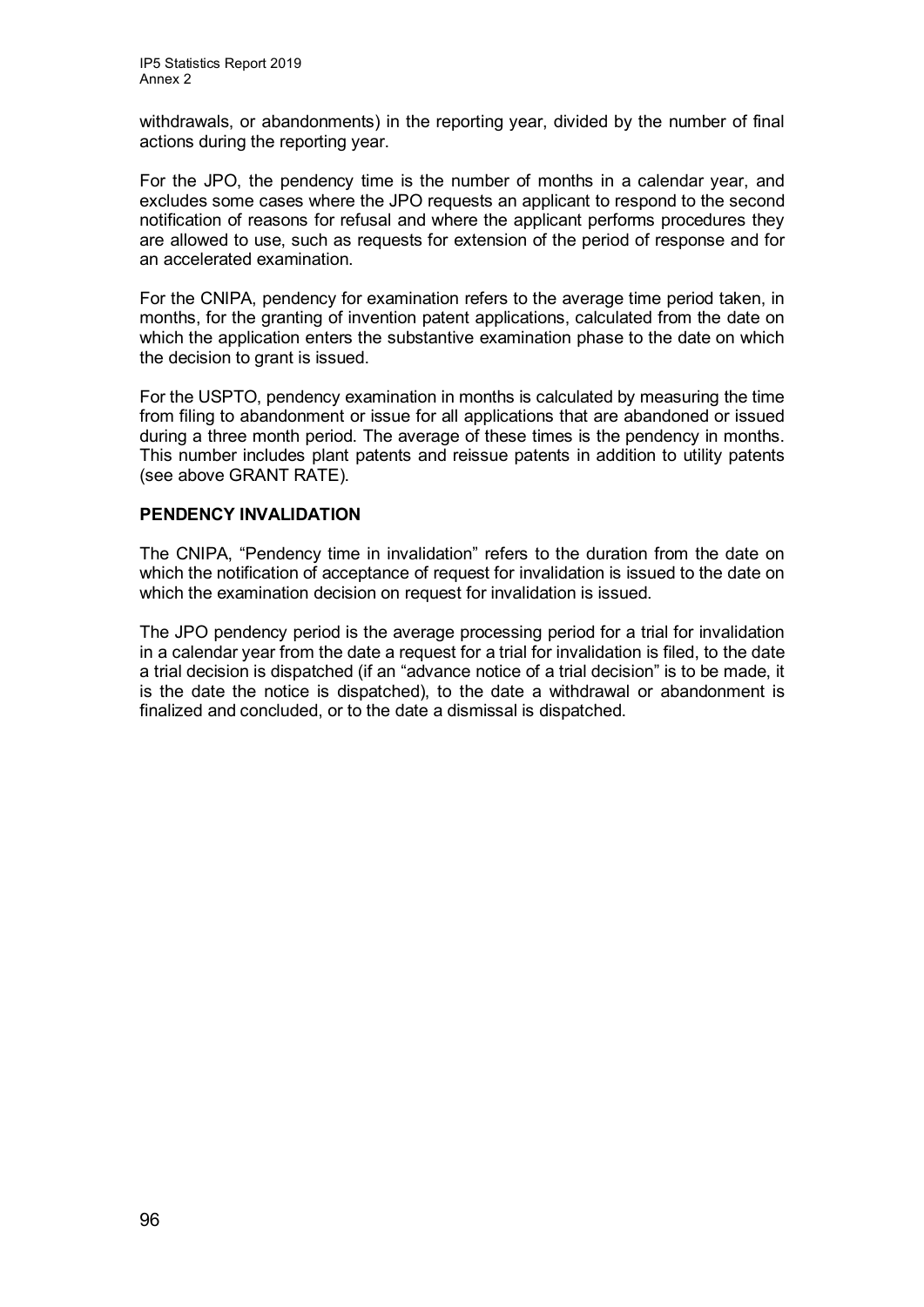withdrawals, or abandonments) in the reporting year, divided by the number of final actions during the reporting year.

For the JPO, the pendency time is the number of months in a calendar year, and excludes some cases where the JPO requests an applicant to respond to the second notification of reasons for refusal and where the applicant performs procedures they are allowed to use, such as requests for extension of the period of response and for an accelerated examination.

For the CNIPA, pendency for examination refers to the average time period taken, in months, for the granting of invention patent applications, calculated from the date on which the application enters the substantive examination phase to the date on which the decision to grant is issued.

For the USPTO, pendency examination in months is calculated by measuring the time from filing to abandonment or issue for all applications that are abandoned or issued during a three month period. The average of these times is the pendency in months. This number includes plant patents and reissue patents in addition to utility patents (see above GRANT RATE).

**PENDENCY INVALIDATION**

The CNIPA, "Pendency time in invalidation" refers to the duration from the date on which the notification of acceptance of request for invalidation is issued to the date on which the examination decision on request for invalidation is issued.

The JPO pendency period is the average processing period for a trial for invalidation in a calendar year from the date a request for a trial for invalidation is filed, to the date a trial decision is dispatched (if an "advance notice of a trial decision" is to be made, it is the date the notice is dispatched), to the date a withdrawal or abandonment is finalized and concluded, or to the date a dismissal is dispatched.